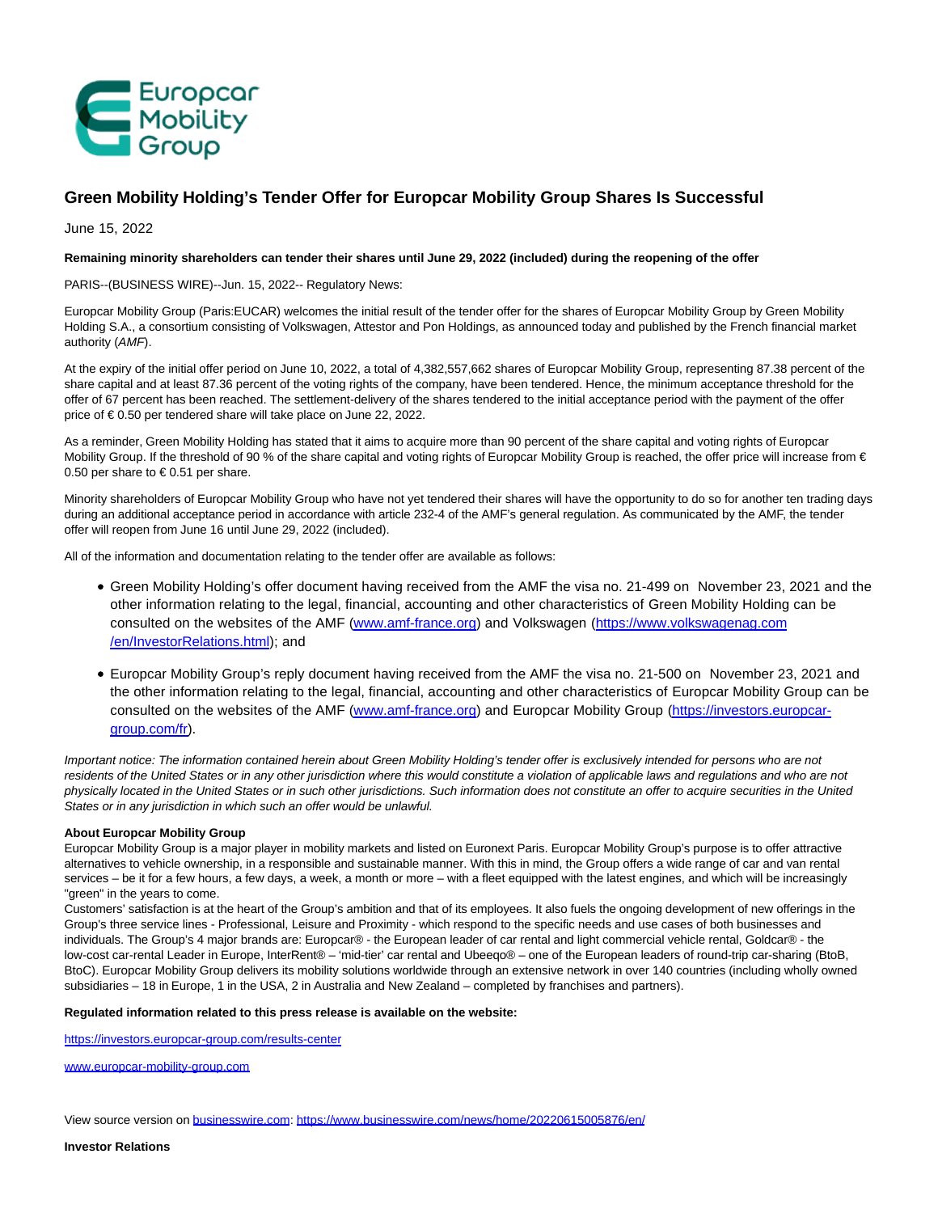# Green Mobility Holding's Tender Offer for Europcar Mobility Group Shares Is Successful

June 15, 2022

**Remaining minority shareholders can tender their shares until June 29, 2022 (included) during the reopening of the offer**

PARIS--(BUSINESS WIRE)--Jun. 15, 2022-- Regulatory News:

Europcar Mobility Group (Paris:EUCAR) welcomes the initial result of the tender offer for the shares of Europcar Mobility Group by Green Mobility Holding S.A., a consortium consisting of Volkswagen, Attestor and Pon Holdings, as announced today and published by the French financial market authority (*AMF*).

At the expiry of the initial offer period on June 10, 2022, a total of 4,382,557,662 shares of Europcar Mobility Group, representing 87.38 percent of the share capital and at least 87.36 percent of the voting rights of the company, have been tendered. Hence, the minimum acceptance threshold for the offer of 67 percent has been reached. The settlement-delivery of the shares tendered to the initial acceptance period with the payment of the offer price of € 0.50 per tendered share will take place on June 22, 2022.

As a reminder, Green Mobility Holding has stated that it aims to acquire more than 90 percent of the share capital and voting rights of Europcar Mobility Group. If the threshold of 90 % of the share capital and voting rights of Europcar Mobility Group is reached, the offer price will increase from € 0.50 per share to € 0.51 per share.

Minority shareholders of Europcar Mobility Group who have not yet tendered their shares will have the opportunity to do so for another ten trading days during an additional acceptance period in accordance with article 232-4 of the AMF's general regulation. As communicated by the AMF, the tender offer will reopen from June 16 until June 29, 2022 (included).

All of the information and documentation relating to the tender offer are available as follows:

- Green Mobility Holding's offer document having received from the AMF the visa no. 21-499 on November 23, 2021 and the other information relating to the legal, financial, accounting and other characteristics of Green Mobility Holding can be consulted on the websites of the AMF (www.amf-france.org) and Volkswagen (https://www.volkswagenag.com/en/InvestorRelations.html); and
- Europcar Mobility Group's reply document having received from the AMF the visa no. 21-500 on November 23, 2021 and the other information relating to the legal, financial, accounting and other characteristics of Europcar Mobility Group can be consulted on the websites of the AMF (www.amf-france.org) and Europcar Mobility Group (https://investors.europcar-group.com/fr).

*Important notice: The information contained herein about Green Mobility Holding's tender offer is exclusively intended for persons who are not residents of the United States or in any other jurisdiction where this would constitute a violation of applicable laws and regulations and who are not physically located in the United States or in such other jurisdictions. Such information does not constitute an offer to acquire securities in the United States or in any jurisdiction in which such an offer would be unlawful.*

**About Europcar Mobility Group**

Europcar Mobility Group is a major player in mobility markets and listed on Euronext Paris. Europcar Mobility Group's purpose is to offer attractive alternatives to vehicle ownership, in a responsible and sustainable manner. With this in mind, the Group offers a wide range of car and van rental services – be it for a few hours, a few days, a week, a month or more – with a fleet equipped with the latest engines, and which will be increasingly "green" in the years to come.

Customers' satisfaction is at the heart of the Group's ambition and that of its employees. It also fuels the ongoing development of new offerings in the Group's three service lines - Professional, Leisure and Proximity - which respond to the specific needs and use cases of both businesses and individuals. The Group's 4 major brands are: Europcar® - the European leader of car rental and light commercial vehicle rental, Goldcar® - the low-cost car-rental Leader in Europe, InterRent® – 'mid-tier' car rental and Ubeeqo® – one of the European leaders of round-trip car-sharing (BtoB, BtoC). Europcar Mobility Group delivers its mobility solutions worldwide through an extensive network in over 140 countries (including wholly owned subsidiaries – 18 in Europe, 1 in the USA, 2 in Australia and New Zealand – completed by franchises and partners).

**Regulated information related to this press release is available on the website:**

https://investors.europcar-group.com/results-center

www.europcar-mobility-group.com

View source version on businesswire.com: https://www.businesswire.com/news/home/20220615005876/en/

**Investor Relations**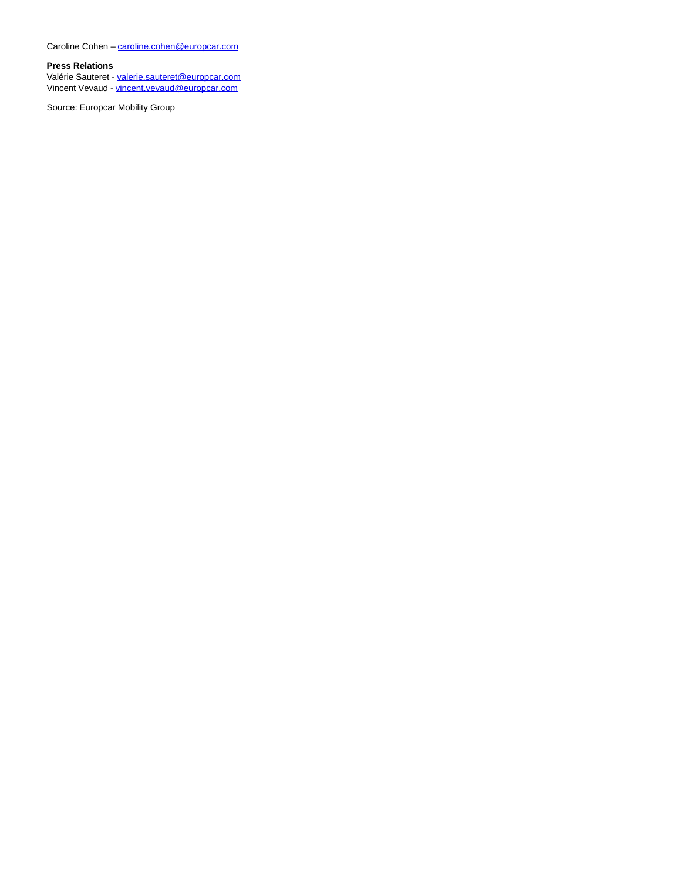Caroline Cohen – caroline.cohen@europcar.com

**Press Relations**
Valérie Sauteret - valerie.sauteret@europcar.com
Vincent Vevaud - vincent.vevaud@europcar.com

Source: Europcar Mobility Group